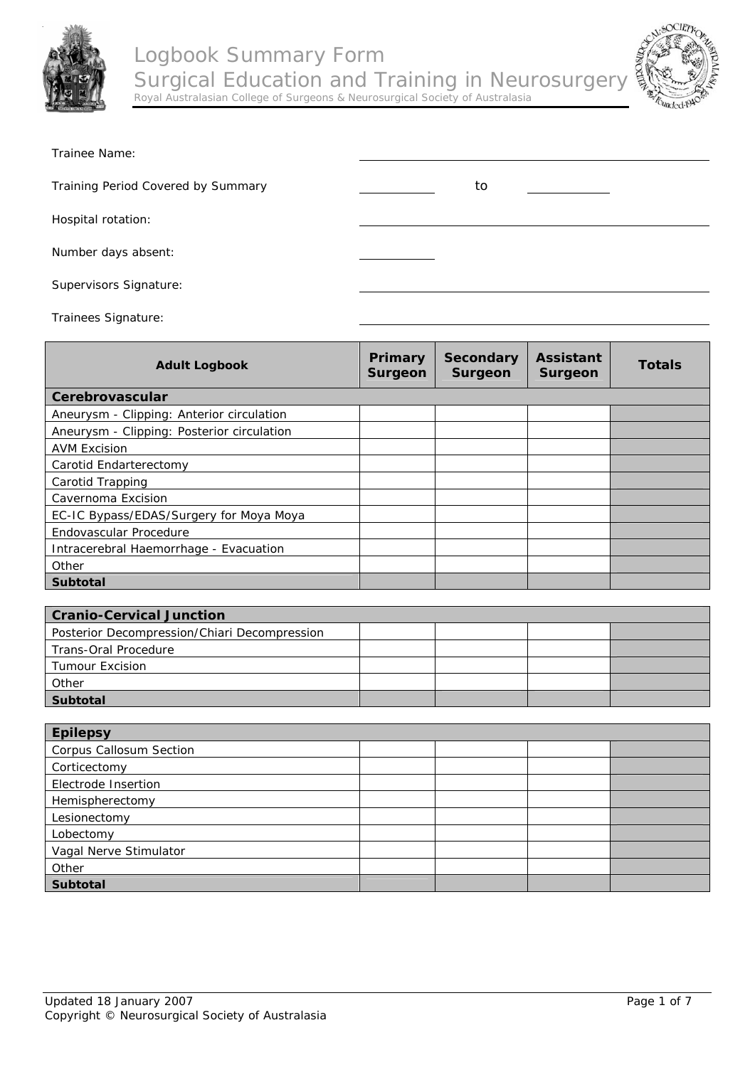# Logbook Summary Form
## Surgical Education and Training in Neurosurgery
Royal Australasian College of Surgeons & Neurosurgical Society of Australasia

Trainee Name: ______________________

Training Period Covered by Summary ________ to ________

Hospital rotation: ______________________

Number days absent: ________

Supervisors Signature: ______________________

Trainees Signature: ______________________

| Adult Logbook | Primary Surgeon | Secondary Surgeon | Assistant Surgeon | Totals |
|---|---|---|---|---|
| **Cerebrovascular** | | | | |
| Aneurysm - Clipping: Anterior circulation | | | | |
| Aneurysm - Clipping: Posterior circulation | | | | |
| AVM Excision | | | | |
| Carotid Endarterectomy | | | | |
| Carotid Trapping | | | | |
| Cavernoma Excision | | | | |
| EC-IC Bypass/EDAS/Surgery for Moya Moya | | | | |
| Endovascular Procedure | | | | |
| Intracerebral Haemorrhage - Evacuation | | | | |
| Other | | | | |
| **Subtotal** | | | | |
| **Cranio-Cervical Junction** | | | | |
| Posterior Decompression/Chiari Decompression | | | | |
| Trans-Oral Procedure | | | | |
| Tumour Excision | | | | |
| Other | | | | |
| **Subtotal** | | | | |
| **Epilepsy** | | | | |
| Corpus Callosum Section | | | | |
| Corticectomy | | | | |
| Electrode Insertion | | | | |
| Hemispherectomy | | | | |
| Lesionectomy | | | | |
| Lobectomy | | | | |
| Vagal Nerve Stimulator | | | | |
| Other | | | | |
| **Subtotal** | | | | |

Updated 18 January 2007
Copyright © Neurosurgical Society of Australasia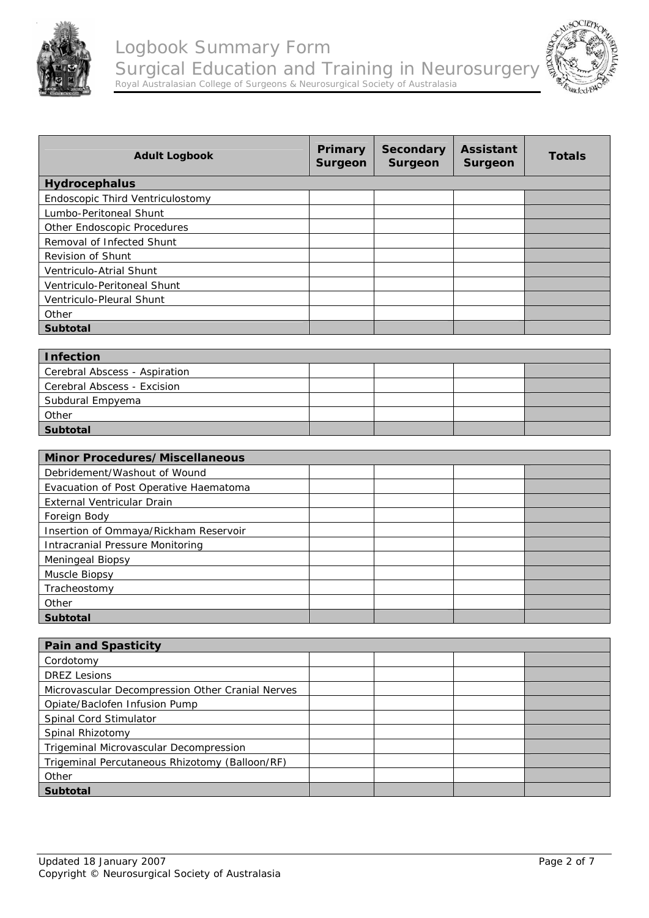| Adult Logbook | Primary Surgeon | Secondary Surgeon | Assistant Surgeon | Totals |
|---|---|---|---|---|
| **Hydrocephalus** | | | | |
| Endoscopic Third Ventriculostomy | | | | |
| Lumbo-Peritoneal Shunt | | | | |
| Other Endoscopic Procedures | | | | |
| Removal of Infected Shunt | | | | |
| Revision of Shunt | | | | |
| Ventriculo-Atrial Shunt | | | | |
| Ventriculo-Peritoneal Shunt | | | | |
| Ventriculo-Pleural Shunt | | | | |
| Other | | | | |
| **Subtotal** | | | | |

| **Infection** | | | | |
|---|---|---|---|---|
| Cerebral Abscess - Aspiration | | | | |
| Cerebral Abscess - Excision | | | | |
| Subdural Empyema | | | | |
| Other | | | | |
| **Subtotal** | | | | |

| **Minor Procedures/Miscellaneous** | | | | |
|---|---|---|---|---|
| Debridement/Washout of Wound | | | | |
| Evacuation of Post Operative Haematoma | | | | |
| External Ventricular Drain | | | | |
| Foreign Body | | | | |
| Insertion of Ommaya/Rickham Reservoir | | | | |
| Intracranial Pressure Monitoring | | | | |
| Meningeal Biopsy | | | | |
| Muscle Biopsy | | | | |
| Tracheostomy | | | | |
| Other | | | | |
| **Subtotal** | | | | |

| **Pain and Spasticity** | | | | |
|---|---|---|---|---|
| Cordotomy | | | | |
| DREZ Lesions | | | | |
| Microvascular Decompression Other Cranial Nerves | | | | |
| Opiate/Baclofen Infusion Pump | | | | |
| Spinal Cord Stimulator | | | | |
| Spinal Rhizotomy | | | | |
| Trigeminal Microvascular Decompression | | | | |
| Trigeminal Percutaneous Rhizotomy (Balloon/RF) | | | | |
| Other | | | | |
| **Subtotal** | | | | |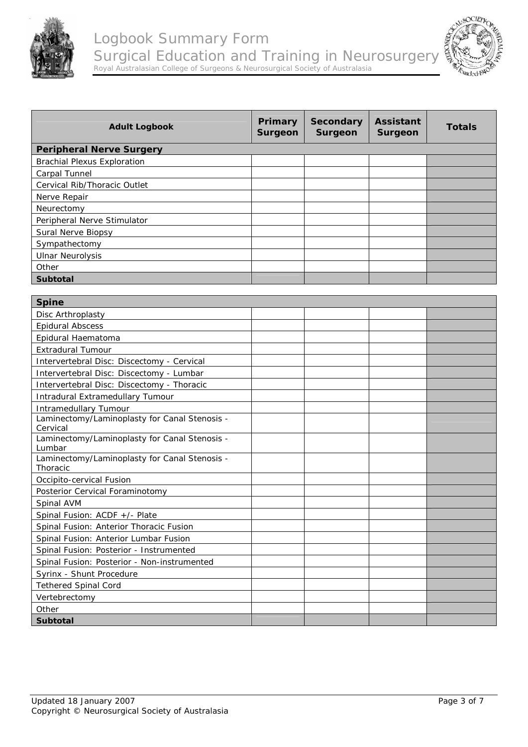# Logbook Summary Form

## Surgical Education and Training in Neurosurgery

Royal Australasian College of Surgeons & Neurosurgical Society of Australasia

| Adult Logbook | Primary Surgeon | Secondary Surgeon | Assistant Surgeon | Totals |
|---|---|---|---|---|
| **Peripheral Nerve Surgery** | | | | |
| Brachial Plexus Exploration | | | | |
| Carpal Tunnel | | | | |
| Cervical Rib/Thoracic Outlet | | | | |
| Nerve Repair | | | | |
| Neurectomy | | | | |
| Peripheral Nerve Stimulator | | | | |
| Sural Nerve Biopsy | | | | |
| Sympathectomy | | | | |
| Ulnar Neurolysis | | | | |
| Other | | | | |
| **Subtotal** | | | | |

| Spine | | | | |
|---|---|---|---|---|
| Disc Arthroplasty | | | | |
| Epidural Abscess | | | | |
| Epidural Haematoma | | | | |
| Extradural Tumour | | | | |
| Intervertebral Disc: Discectomy - Cervical | | | | |
| Intervertebral Disc: Discectomy - Lumbar | | | | |
| Intervertebral Disc: Discectomy - Thoracic | | | | |
| Intradural Extramedullary Tumour | | | | |
| Intramedullary Tumour | | | | |
| Laminectomy/Laminoplasty for Canal Stenosis - Cervical | | | | |
| Laminectomy/Laminoplasty for Canal Stenosis - Lumbar | | | | |
| Laminectomy/Laminoplasty for Canal Stenosis - Thoracic | | | | |
| Occipito-cervical Fusion | | | | |
| Posterior Cervical Foraminotomy | | | | |
| Spinal AVM | | | | |
| Spinal Fusion: ACDF +/- Plate | | | | |
| Spinal Fusion: Anterior Thoracic Fusion | | | | |
| Spinal Fusion: Anterior Lumbar Fusion | | | | |
| Spinal Fusion: Posterior - Instrumented | | | | |
| Spinal Fusion: Posterior - Non-instrumented | | | | |
| Syrinx - Shunt Procedure | | | | |
| Tethered Spinal Cord | | | | |
| Vertebrectomy | | | | |
| Other | | | | |
| **Subtotal** | | | | |

Updated 18 January 2007
Copyright © Neurosurgical Society of Australasia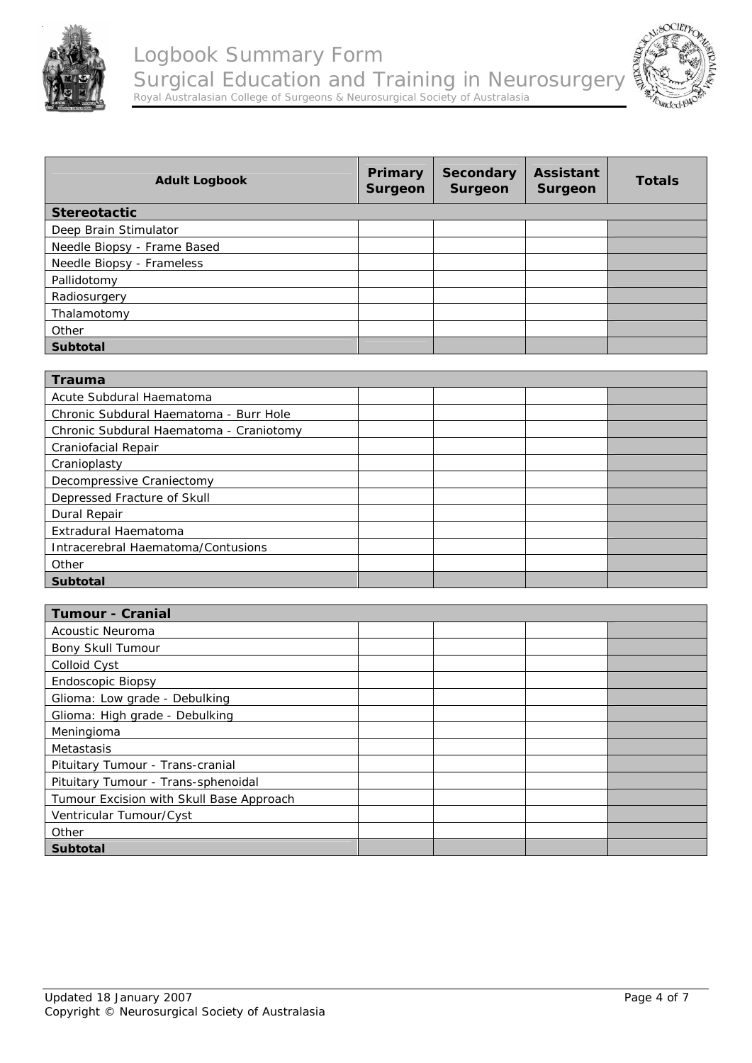| Adult Logbook | Primary Surgeon | Secondary Surgeon | Assistant Surgeon | Totals |
|---|---|---|---|---|
| **Stereotactic** | | | | |
| Deep Brain Stimulator | | | | |
| Needle Biopsy - Frame Based | | | | |
| Needle Biopsy - Frameless | | | | |
| Pallidotomy | | | | |
| Radiosurgery | | | | |
| Thalamotomy | | | | |
| Other | | | | |
| **Subtotal** | | | | |

| **Trauma** | | | | |
|---|---|---|---|---|
| Acute Subdural Haematoma | | | | |
| Chronic Subdural Haematoma - Burr Hole | | | | |
| Chronic Subdural Haematoma - Craniotomy | | | | |
| Craniofacial Repair | | | | |
| Cranioplasty | | | | |
| Decompressive Craniectomy | | | | |
| Depressed Fracture of Skull | | | | |
| Dural Repair | | | | |
| Extradural Haematoma | | | | |
| Intracerebral Haematoma/Contusions | | | | |
| Other | | | | |
| **Subtotal** | | | | |

| **Tumour - Cranial** | | | | |
|---|---|---|---|---|
| Acoustic Neuroma | | | | |
| Bony Skull Tumour | | | | |
| Colloid Cyst | | | | |
| Endoscopic Biopsy | | | | |
| Glioma: Low grade - Debulking | | | | |
| Glioma: High grade - Debulking | | | | |
| Meningioma | | | | |
| Metastasis | | | | |
| Pituitary Tumour - Trans-cranial | | | | |
| Pituitary Tumour - Trans-sphenoidal | | | | |
| Tumour Excision with Skull Base Approach | | | | |
| Ventricular Tumour/Cyst | | | | |
| Other | | | | |
| **Subtotal** | | | | |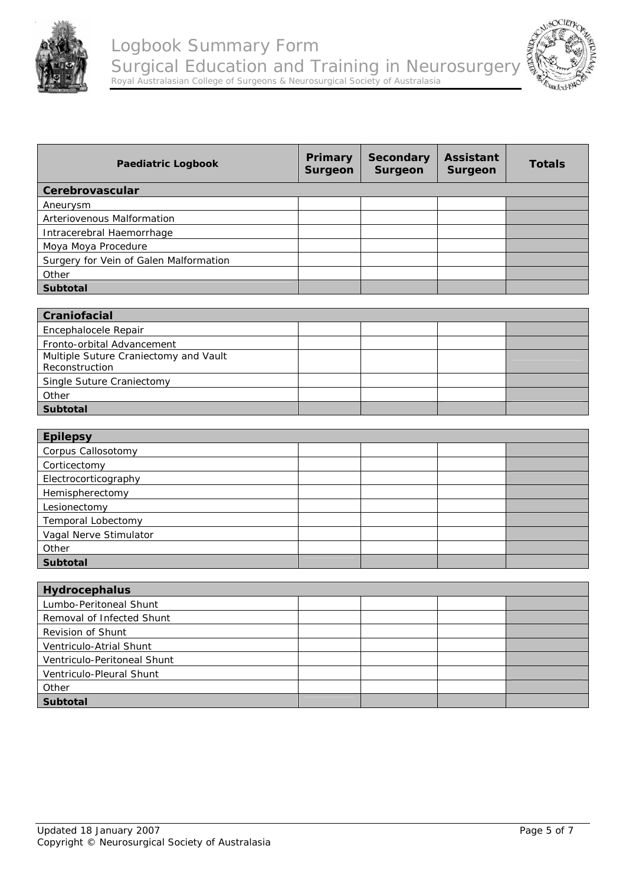| Paediatric Logbook | Primary Surgeon | Secondary Surgeon | Assistant Surgeon | Totals |
|---|---|---|---|---|
| **Cerebrovascular** | | | | |
| Aneurysm | | | | |
| Arteriovenous Malformation | | | | |
| Intracerebral Haemorrhage | | | | |
| Moya Moya Procedure | | | | |
| Surgery for Vein of Galen Malformation | | | | |
| Other | | | | |
| **Subtotal** | | | | |

| **Craniofacial** | | | | |
|---|---|---|---|---|
| Encephalocele Repair | | | | |
| Fronto-orbital Advancement | | | | |
| Multiple Suture Craniectomy and Vault Reconstruction | | | | |
| Single Suture Craniectomy | | | | |
| Other | | | | |
| **Subtotal** | | | | |

| **Epilepsy** | | | | |
|---|---|---|---|---|
| Corpus Callosotomy | | | | |
| Corticectomy | | | | |
| Electrocorticography | | | | |
| Hemispherectomy | | | | |
| Lesionectomy | | | | |
| Temporal Lobectomy | | | | |
| Vagal Nerve Stimulator | | | | |
| Other | | | | |
| **Subtotal** | | | | |

| **Hydrocephalus** | | | | |
|---|---|---|---|---|
| Lumbo-Peritoneal Shunt | | | | |
| Removal of Infected Shunt | | | | |
| Revision of Shunt | | | | |
| Ventriculo-Atrial Shunt | | | | |
| Ventriculo-Peritoneal Shunt | | | | |
| Ventriculo-Pleural Shunt | | | | |
| Other | | | | |
| **Subtotal** | | | | |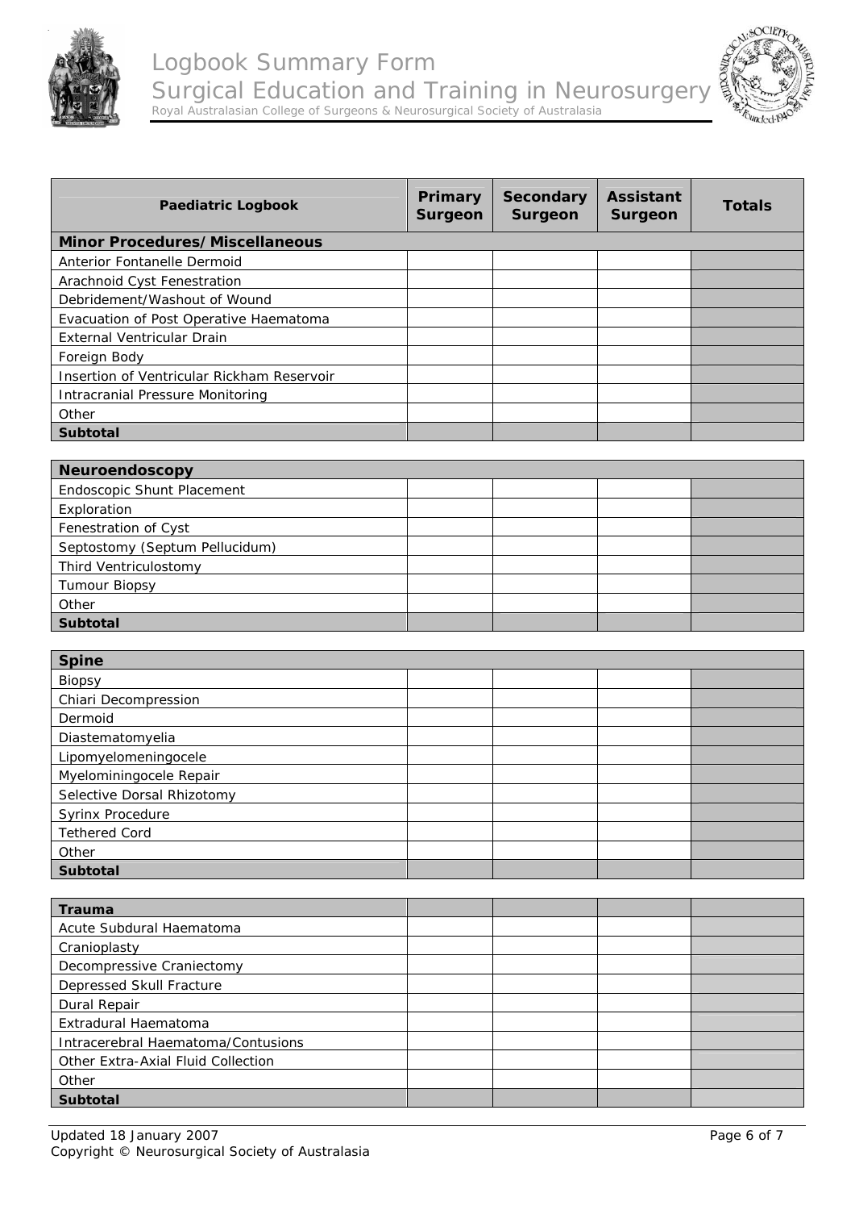# Logbook Summary Form

## Surgical Education and Training in Neurosurgery

Royal Australasian College of Surgeons & Neurosurgical Society of Australasia

| Paediatric Logbook | Primary Surgeon | Secondary Surgeon | Assistant Surgeon | Totals |
|---|---|---|---|---|
| **Minor Procedures/ Miscellaneous** | | | | |
| Anterior Fontanelle Dermoid | | | | |
| Arachnoid Cyst Fenestration | | | | |
| Debridement/Washout of Wound | | | | |
| Evacuation of Post Operative Haematoma | | | | |
| External Ventricular Drain | | | | |
| Foreign Body | | | | |
| Insertion of Ventricular Rickham Reservoir | | | | |
| Intracranial Pressure Monitoring | | | | |
| Other | | | | |
| **Subtotal** | | | | |

| **Neuroendoscopy** | | | | |
|---|---|---|---|---|
| Endoscopic Shunt Placement | | | | |
| Exploration | | | | |
| Fenestration of Cyst | | | | |
| Septostomy (Septum Pellucidum) | | | | |
| Third Ventriculostomy | | | | |
| Tumour Biopsy | | | | |
| Other | | | | |
| **Subtotal** | | | | |

| **Spine** | | | | |
|---|---|---|---|---|
| Biopsy | | | | |
| Chiari Decompression | | | | |
| Dermoid | | | | |
| Diastematomyelia | | | | |
| Lipomyelomeningocele | | | | |
| Myelominingocele Repair | | | | |
| Selective Dorsal Rhizotomy | | | | |
| Syrinx Procedure | | | | |
| Tethered Cord | | | | |
| Other | | | | |
| **Subtotal** | | | | |

| **Trauma** | | | | |
|---|---|---|---|---|
| Acute Subdural Haematoma | | | | |
| Cranioplasty | | | | |
| Decompressive Craniectomy | | | | |
| Depressed Skull Fracture | | | | |
| Dural Repair | | | | |
| Extradural Haematoma | | | | |
| Intracerebral Haematoma/Contusions | | | | |
| Other Extra-Axial Fluid Collection | | | | |
| Other | | | | |
| **Subtotal** | | | | |

Updated 18 January 2007
Copyright © Neurosurgical Society of Australasia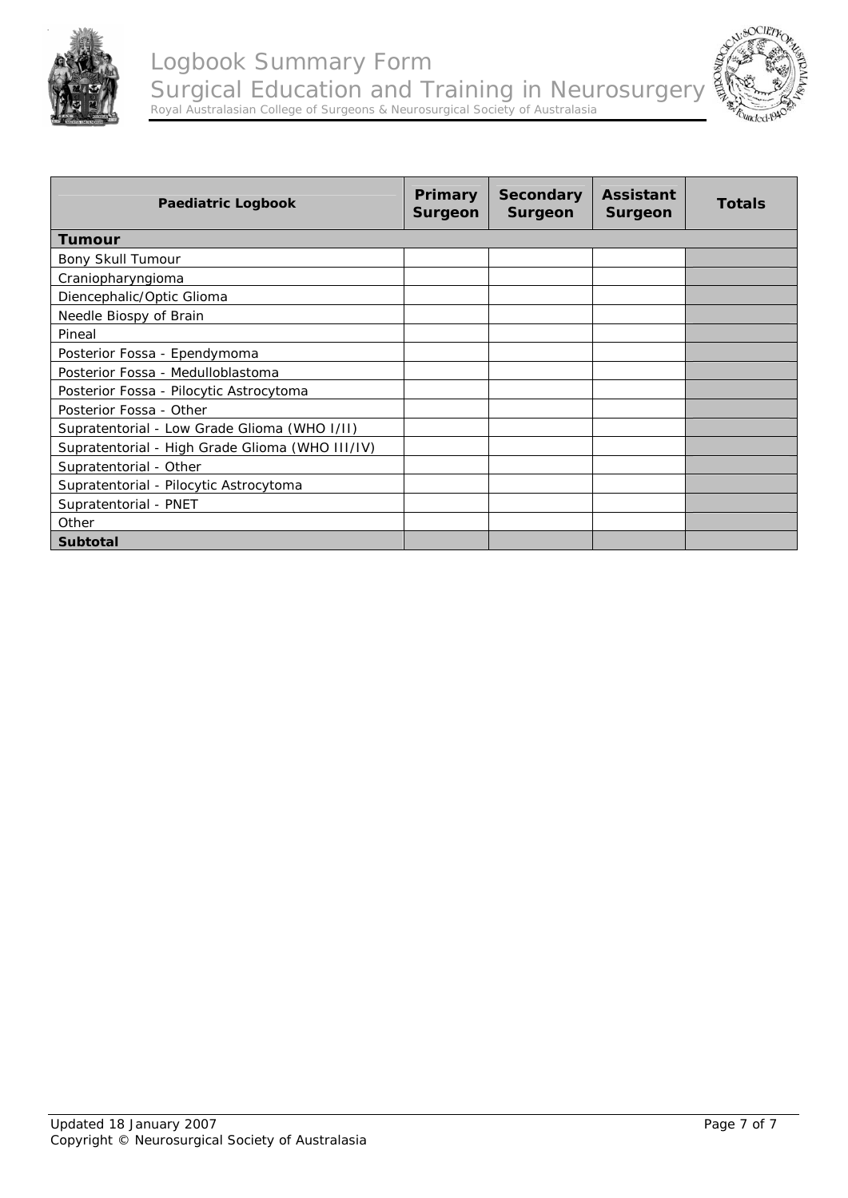| Paediatric Logbook | Primary Surgeon | Secondary Surgeon | Assistant Surgeon | Totals |
|---|---|---|---|---|
| **Tumour** | | | | |
| Bony Skull Tumour | | | | |
| Craniopharyngioma | | | | |
| Diencephalic/Optic Glioma | | | | |
| Needle Biospy of Brain | | | | |
| Pineal | | | | |
| Posterior Fossa - Ependymoma | | | | |
| Posterior Fossa - Medulloblastoma | | | | |
| Posterior Fossa - Pilocytic Astrocytoma | | | | |
| Posterior Fossa - Other | | | | |
| Supratentorial - Low Grade Glioma (WHO I/II) | | | | |
| Supratentorial - High Grade Glioma (WHO III/IV) | | | | |
| Supratentorial - Other | | | | |
| Supratentorial - Pilocytic Astrocytoma | | | | |
| Supratentorial - PNET | | | | |
| Other | | | | |
| **Subtotal** | | | | |

Updated 18 January 2007
Copyright © Neurosurgical Society of Australasia